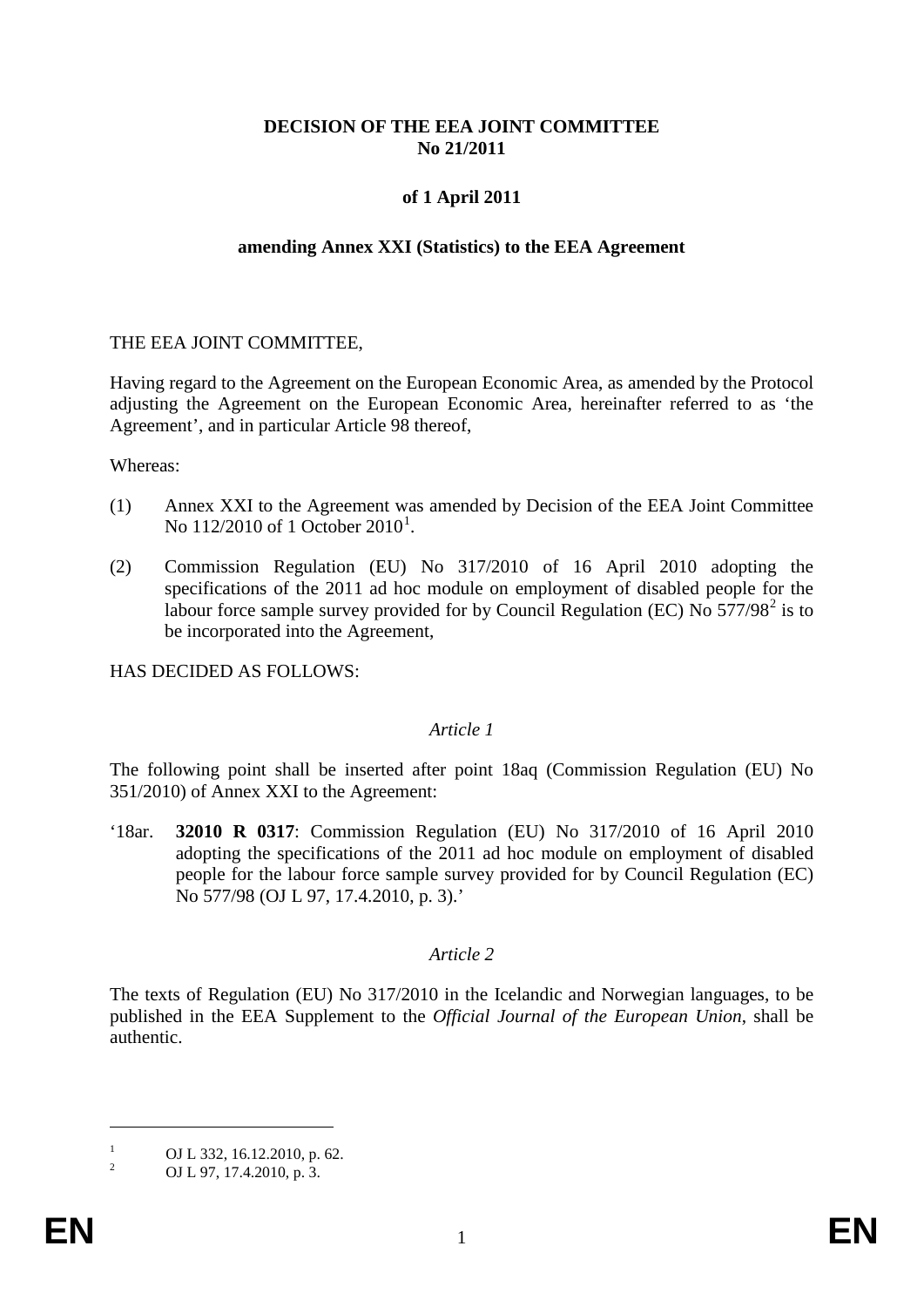**DECISION OF THE EEA JOINT COMMITTEE**
**No 21/2011**

**of 1 April 2011**

**amending Annex XXI (Statistics) to the EEA Agreement**

THE EEA JOINT COMMITTEE,

Having regard to the Agreement on the European Economic Area, as amended by the Protocol adjusting the Agreement on the European Economic Area, hereinafter referred to as 'the Agreement', and in particular Article 98 thereof,

Whereas:

(1) Annex XXI to the Agreement was amended by Decision of the EEA Joint Committee No 112/2010 of 1 October 2010[1].

(2) Commission Regulation (EU) No 317/2010 of 16 April 2010 adopting the specifications of the 2011 ad hoc module on employment of disabled people for the labour force sample survey provided for by Council Regulation (EC) No 577/98[2] is to be incorporated into the Agreement,

HAS DECIDED AS FOLLOWS:

*Article 1*

The following point shall be inserted after point 18aq (Commission Regulation (EU) No 351/2010) of Annex XXI to the Agreement:

'18ar. **32010 R 0317**: Commission Regulation (EU) No 317/2010 of 16 April 2010 adopting the specifications of the 2011 ad hoc module on employment of disabled people for the labour force sample survey provided for by Council Regulation (EC) No 577/98 (OJ L 97, 17.4.2010, p. 3).'

*Article 2*

The texts of Regulation (EU) No 317/2010 in the Icelandic and Norwegian languages, to be published in the EEA Supplement to the *Official Journal of the European Union*, shall be authentic.

---

[1] OJ L 332, 16.12.2010, p. 62.

[2] OJ L 97, 17.4.2010, p. 3.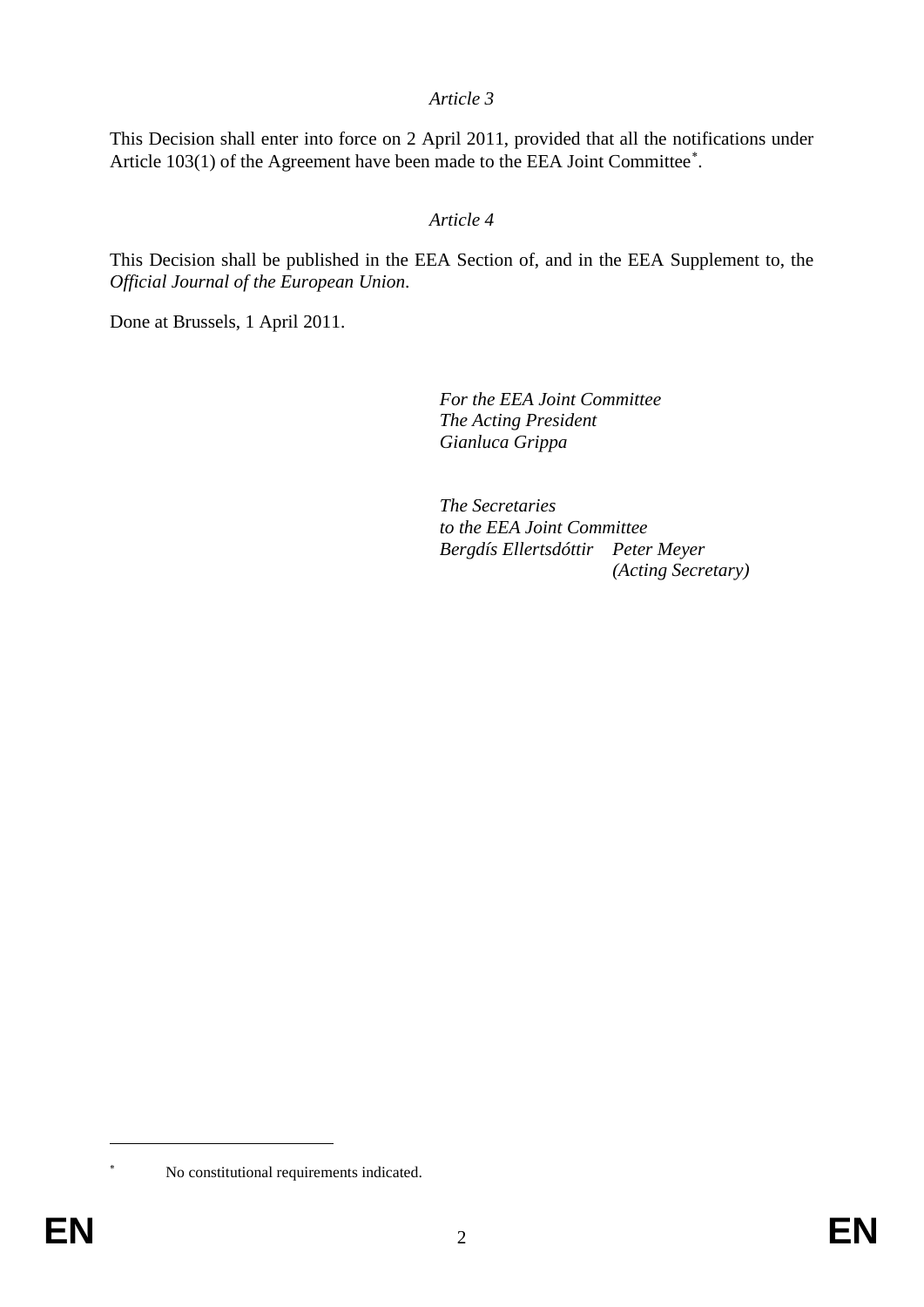*Article 3*

This Decision shall enter into force on 2 April 2011, provided that all the notifications under Article 103(1) of the Agreement have been made to the EEA Joint Committee[*].

*Article 4*

This Decision shall be published in the EEA Section of, and in the EEA Supplement to, the *Official Journal of the European Union*.

Done at Brussels, 1 April 2011.

*For the EEA Joint Committee*
*The Acting President*
*Gianluca Grippa*

*The Secretaries*
*to the EEA Joint Committee*
*Bergdís Ellertsdóttir* *Peter Meyer*
*(Acting Secretary)*

---

[*] No constitutional requirements indicated.